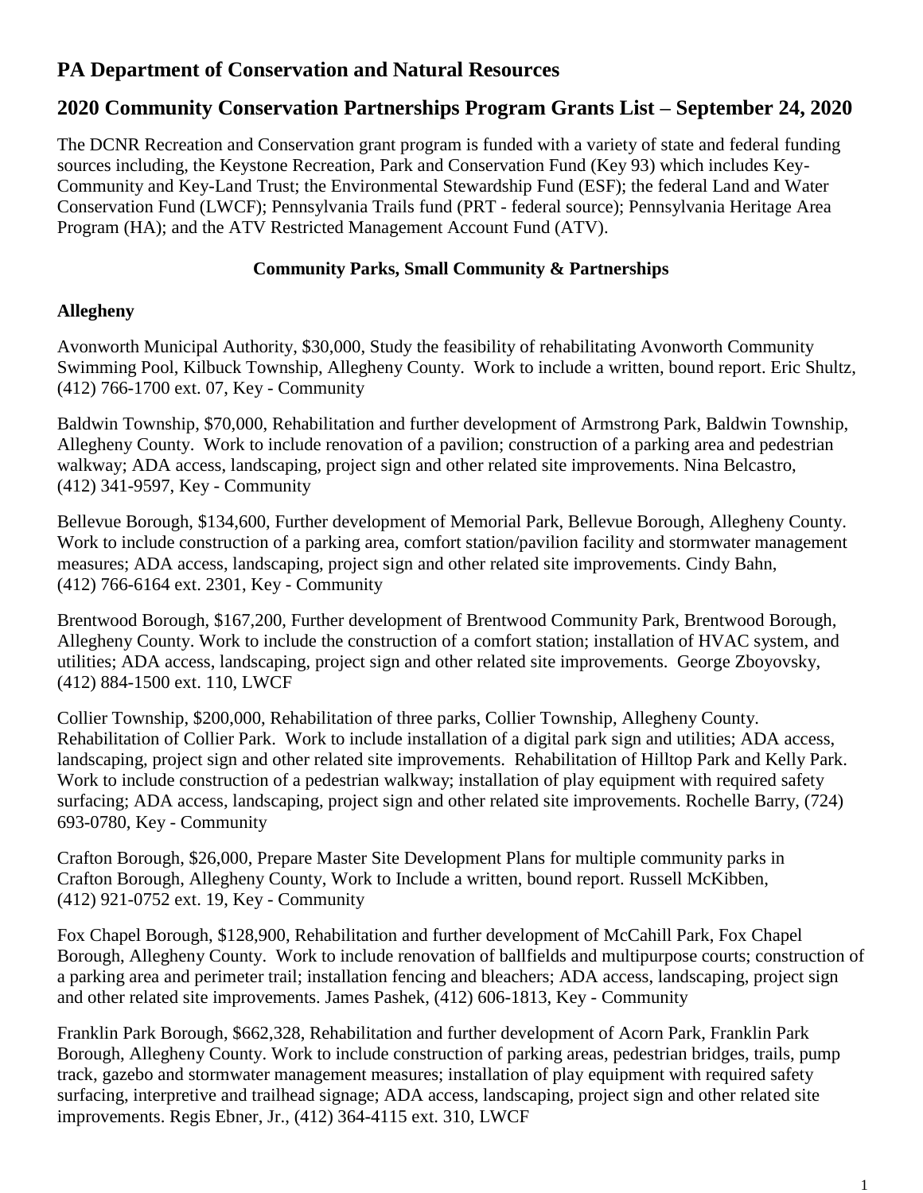# PA Department of Conservation and Natural Resources

## 2020 Community Conservation Partnerships Program Grants List – September 24, 2020

The DCNR Recreation and Conservation grant program is funded with a variety of state and federal funding sources including, the Keystone Recreation, Park and Conservation Fund (Key 93) which includes Key-Community and Key-Land Trust; the Environmental Stewardship Fund (ESF); the federal Land and Water Conservation Fund (LWCF); Pennsylvania Trails fund (PRT - federal source); Pennsylvania Heritage Area Program (HA); and the ATV Restricted Management Account Fund (ATV).

**Community Parks, Small Community & Partnerships**

**Allegheny**

Avonworth Municipal Authority, $30,000, Study the feasibility of rehabilitating Avonworth Community Swimming Pool, Kilbuck Township, Allegheny County. Work to include a written, bound report. Eric Shultz, (412) 766-1700 ext. 07, Key - Community

Baldwin Township, $70,000, Rehabilitation and further development of Armstrong Park, Baldwin Township, Allegheny County. Work to include renovation of a pavilion; construction of a parking area and pedestrian walkway; ADA access, landscaping, project sign and other related site improvements. Nina Belcastro, (412) 341-9597, Key - Community

Bellevue Borough, $134,600, Further development of Memorial Park, Bellevue Borough, Allegheny County. Work to include construction of a parking area, comfort station/pavilion facility and stormwater management measures; ADA access, landscaping, project sign and other related site improvements. Cindy Bahn, (412) 766-6164 ext. 2301, Key - Community

Brentwood Borough, $167,200, Further development of Brentwood Community Park, Brentwood Borough, Allegheny County. Work to include the construction of a comfort station; installation of HVAC system, and utilities; ADA access, landscaping, project sign and other related site improvements. George Zboyovsky, (412) 884-1500 ext. 110, LWCF

Collier Township, $200,000, Rehabilitation of three parks, Collier Township, Allegheny County. Rehabilitation of Collier Park. Work to include installation of a digital park sign and utilities; ADA access, landscaping, project sign and other related site improvements. Rehabilitation of Hilltop Park and Kelly Park. Work to include construction of a pedestrian walkway; installation of play equipment with required safety surfacing; ADA access, landscaping, project sign and other related site improvements. Rochelle Barry, (724) 693-0780, Key - Community

Crafton Borough, $26,000, Prepare Master Site Development Plans for multiple community parks in Crafton Borough, Allegheny County, Work to Include a written, bound report. Russell McKibben, (412) 921-0752 ext. 19, Key - Community

Fox Chapel Borough, $128,900, Rehabilitation and further development of McCahill Park, Fox Chapel Borough, Allegheny County. Work to include renovation of ballfields and multipurpose courts; construction of a parking area and perimeter trail; installation fencing and bleachers; ADA access, landscaping, project sign and other related site improvements. James Pashek, (412) 606-1813, Key - Community

Franklin Park Borough, $662,328, Rehabilitation and further development of Acorn Park, Franklin Park Borough, Allegheny County. Work to include construction of parking areas, pedestrian bridges, trails, pump track, gazebo and stormwater management measures; installation of play equipment with required safety surfacing, interpretive and trailhead signage; ADA access, landscaping, project sign and other related site improvements. Regis Ebner, Jr., (412) 364-4115 ext. 310, LWCF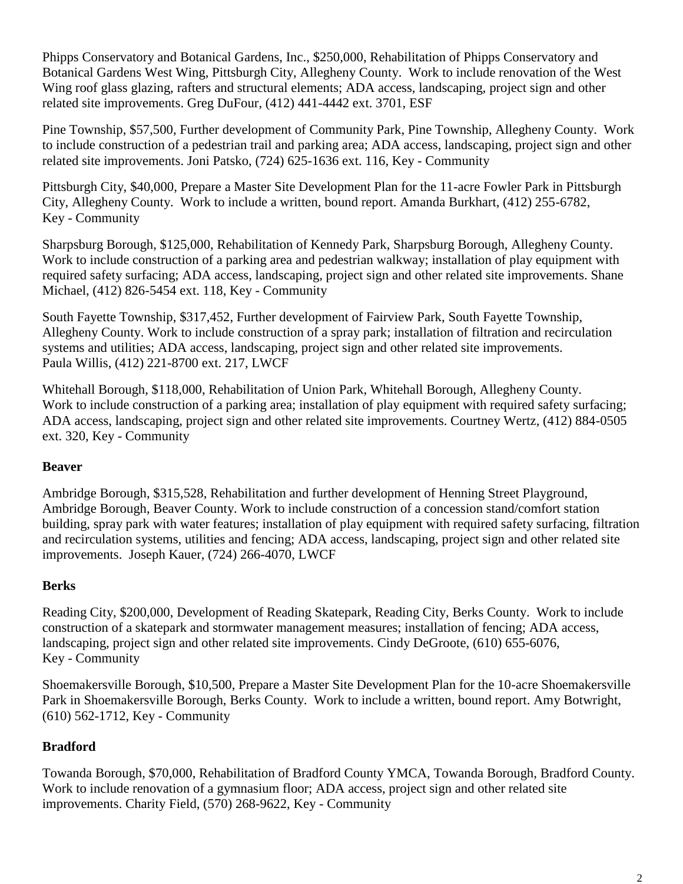Phipps Conservatory and Botanical Gardens, Inc., $250,000, Rehabilitation of Phipps Conservatory and Botanical Gardens West Wing, Pittsburgh City, Allegheny County. Work to include renovation of the West Wing roof glass glazing, rafters and structural elements; ADA access, landscaping, project sign and other related site improvements. Greg DuFour, (412) 441-4442 ext. 3701, ESF

Pine Township, $57,500, Further development of Community Park, Pine Township, Allegheny County. Work to include construction of a pedestrian trail and parking area; ADA access, landscaping, project sign and other related site improvements. Joni Patsko, (724) 625-1636 ext. 116, Key - Community

Pittsburgh City, $40,000, Prepare a Master Site Development Plan for the 11-acre Fowler Park in Pittsburgh City, Allegheny County. Work to include a written, bound report. Amanda Burkhart, (412) 255-6782, Key - Community

Sharpsburg Borough, $125,000, Rehabilitation of Kennedy Park, Sharpsburg Borough, Allegheny County. Work to include construction of a parking area and pedestrian walkway; installation of play equipment with required safety surfacing; ADA access, landscaping, project sign and other related site improvements. Shane Michael, (412) 826-5454 ext. 118, Key - Community

South Fayette Township, $317,452, Further development of Fairview Park, South Fayette Township, Allegheny County. Work to include construction of a spray park; installation of filtration and recirculation systems and utilities; ADA access, landscaping, project sign and other related site improvements. Paula Willis, (412) 221-8700 ext. 217, LWCF

Whitehall Borough, $118,000, Rehabilitation of Union Park, Whitehall Borough, Allegheny County. Work to include construction of a parking area; installation of play equipment with required safety surfacing; ADA access, landscaping, project sign and other related site improvements. Courtney Wertz, (412) 884-0505 ext. 320, Key - Community

**Beaver**

Ambridge Borough, $315,528, Rehabilitation and further development of Henning Street Playground, Ambridge Borough, Beaver County. Work to include construction of a concession stand/comfort station building, spray park with water features; installation of play equipment with required safety surfacing, filtration and recirculation systems, utilities and fencing; ADA access, landscaping, project sign and other related site improvements. Joseph Kauer, (724) 266-4070, LWCF

**Berks**

Reading City, $200,000, Development of Reading Skatepark, Reading City, Berks County. Work to include construction of a skatepark and stormwater management measures; installation of fencing; ADA access, landscaping, project sign and other related site improvements. Cindy DeGroote, (610) 655-6076, Key - Community

Shoemakersville Borough, $10,500, Prepare a Master Site Development Plan for the 10-acre Shoemakersville Park in Shoemakersville Borough, Berks County. Work to include a written, bound report. Amy Botwright, (610) 562-1712, Key - Community

**Bradford**

Towanda Borough, $70,000, Rehabilitation of Bradford County YMCA, Towanda Borough, Bradford County. Work to include renovation of a gymnasium floor; ADA access, project sign and other related site improvements. Charity Field, (570) 268-9622, Key - Community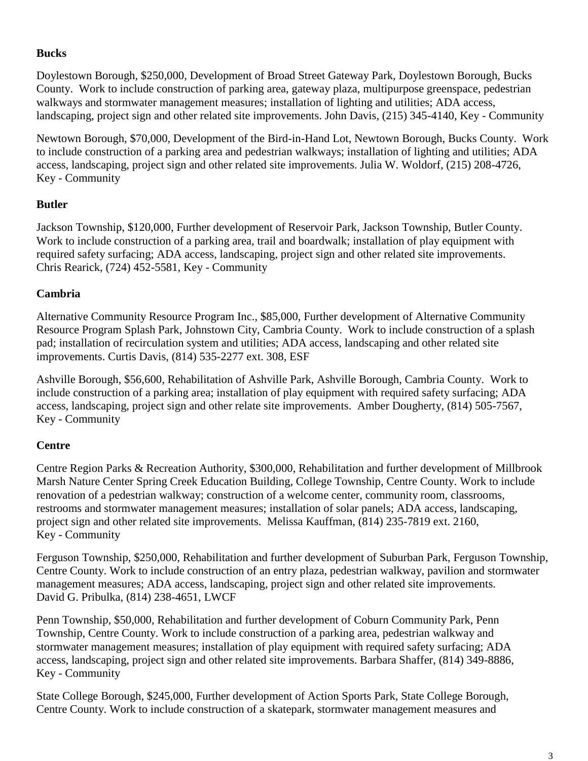**Bucks**

Doylestown Borough, $250,000, Development of Broad Street Gateway Park, Doylestown Borough, Bucks County. Work to include construction of parking area, gateway plaza, multipurpose greenspace, pedestrian walkways and stormwater management measures; installation of lighting and utilities; ADA access, landscaping, project sign and other related site improvements. John Davis, (215) 345-4140, Key - Community

Newtown Borough, $70,000, Development of the Bird-in-Hand Lot, Newtown Borough, Bucks County. Work to include construction of a parking area and pedestrian walkways; installation of lighting and utilities; ADA access, landscaping, project sign and other related site improvements. Julia W. Woldorf, (215) 208-4726, Key - Community

**Butler**

Jackson Township, $120,000, Further development of Reservoir Park, Jackson Township, Butler County. Work to include construction of a parking area, trail and boardwalk; installation of play equipment with required safety surfacing; ADA access, landscaping, project sign and other related site improvements. Chris Rearick, (724) 452-5581, Key - Community

**Cambria**

Alternative Community Resource Program Inc., $85,000, Further development of Alternative Community Resource Program Splash Park, Johnstown City, Cambria County. Work to include construction of a splash pad; installation of recirculation system and utilities; ADA access, landscaping and other related site improvements. Curtis Davis, (814) 535-2277 ext. 308, ESF

Ashville Borough, $56,600, Rehabilitation of Ashville Park, Ashville Borough, Cambria County. Work to include construction of a parking area; installation of play equipment with required safety surfacing; ADA access, landscaping, project sign and other relate site improvements. Amber Dougherty, (814) 505-7567, Key - Community

**Centre**

Centre Region Parks & Recreation Authority, $300,000, Rehabilitation and further development of Millbrook Marsh Nature Center Spring Creek Education Building, College Township, Centre County. Work to include renovation of a pedestrian walkway; construction of a welcome center, community room, classrooms, restrooms and stormwater management measures; installation of solar panels; ADA access, landscaping, project sign and other related site improvements. Melissa Kauffman, (814) 235-7819 ext. 2160, Key - Community

Ferguson Township, $250,000, Rehabilitation and further development of Suburban Park, Ferguson Township, Centre County. Work to include construction of an entry plaza, pedestrian walkway, pavilion and stormwater management measures; ADA access, landscaping, project sign and other related site improvements. David G. Pribulka, (814) 238-4651, LWCF

Penn Township, $50,000, Rehabilitation and further development of Coburn Community Park, Penn Township, Centre County. Work to include construction of a parking area, pedestrian walkway and stormwater management measures; installation of play equipment with required safety surfacing; ADA access, landscaping, project sign and other related site improvements. Barbara Shaffer, (814) 349-8886, Key - Community

State College Borough, $245,000, Further development of Action Sports Park, State College Borough, Centre County. Work to include construction of a skatepark, stormwater management measures and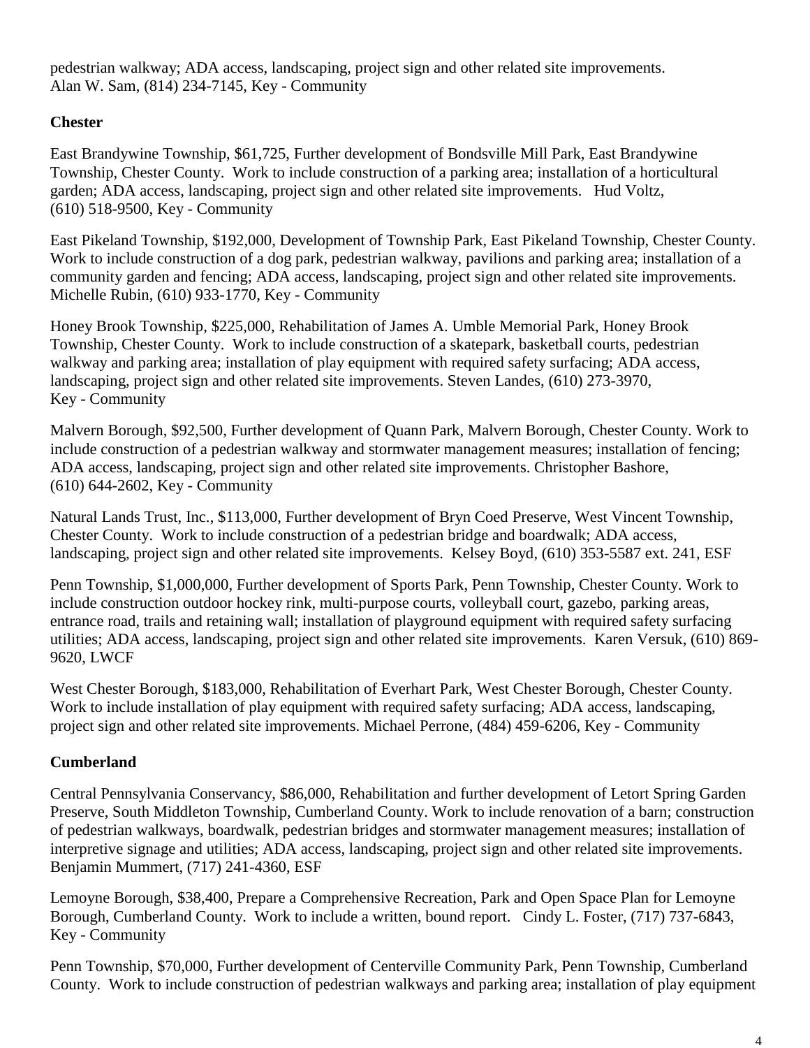pedestrian walkway; ADA access, landscaping, project sign and other related site improvements. Alan W. Sam, (814) 234-7145, Key - Community

**Chester**

East Brandywine Township, $61,725, Further development of Bondsville Mill Park, East Brandywine Township, Chester County. Work to include construction of a parking area; installation of a horticultural garden; ADA access, landscaping, project sign and other related site improvements. Hud Voltz, (610) 518-9500, Key - Community

East Pikeland Township, $192,000, Development of Township Park, East Pikeland Township, Chester County. Work to include construction of a dog park, pedestrian walkway, pavilions and parking area; installation of a community garden and fencing; ADA access, landscaping, project sign and other related site improvements. Michelle Rubin, (610) 933-1770, Key - Community

Honey Brook Township, $225,000, Rehabilitation of James A. Umble Memorial Park, Honey Brook Township, Chester County. Work to include construction of a skatepark, basketball courts, pedestrian walkway and parking area; installation of play equipment with required safety surfacing; ADA access, landscaping, project sign and other related site improvements. Steven Landes, (610) 273-3970, Key - Community

Malvern Borough, $92,500, Further development of Quann Park, Malvern Borough, Chester County. Work to include construction of a pedestrian walkway and stormwater management measures; installation of fencing; ADA access, landscaping, project sign and other related site improvements. Christopher Bashore, (610) 644-2602, Key - Community

Natural Lands Trust, Inc., $113,000, Further development of Bryn Coed Preserve, West Vincent Township, Chester County. Work to include construction of a pedestrian bridge and boardwalk; ADA access, landscaping, project sign and other related site improvements. Kelsey Boyd, (610) 353-5587 ext. 241, ESF

Penn Township, $1,000,000, Further development of Sports Park, Penn Township, Chester County. Work to include construction outdoor hockey rink, multi-purpose courts, volleyball court, gazebo, parking areas, entrance road, trails and retaining wall; installation of playground equipment with required safety surfacing utilities; ADA access, landscaping, project sign and other related site improvements. Karen Versuk, (610) 869-9620, LWCF

West Chester Borough, $183,000, Rehabilitation of Everhart Park, West Chester Borough, Chester County. Work to include installation of play equipment with required safety surfacing; ADA access, landscaping, project sign and other related site improvements. Michael Perrone, (484) 459-6206, Key - Community

**Cumberland**

Central Pennsylvania Conservancy, $86,000, Rehabilitation and further development of Letort Spring Garden Preserve, South Middleton Township, Cumberland County. Work to include renovation of a barn; construction of pedestrian walkways, boardwalk, pedestrian bridges and stormwater management measures; installation of interpretive signage and utilities; ADA access, landscaping, project sign and other related site improvements. Benjamin Mummert, (717) 241-4360, ESF

Lemoyne Borough, $38,400, Prepare a Comprehensive Recreation, Park and Open Space Plan for Lemoyne Borough, Cumberland County. Work to include a written, bound report. Cindy L. Foster, (717) 737-6843, Key - Community

Penn Township, $70,000, Further development of Centerville Community Park, Penn Township, Cumberland County. Work to include construction of pedestrian walkways and parking area; installation of play equipment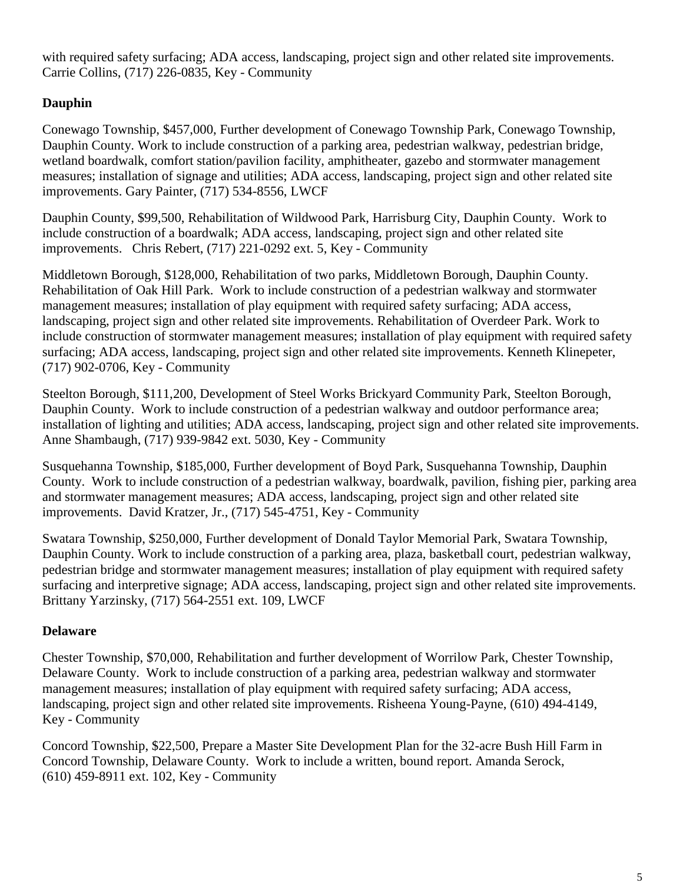with required safety surfacing; ADA access, landscaping, project sign and other related site improvements. Carrie Collins, (717) 226-0835, Key - Community

**Dauphin**

Conewago Township, $457,000, Further development of Conewago Township Park, Conewago Township, Dauphin County. Work to include construction of a parking area, pedestrian walkway, pedestrian bridge, wetland boardwalk, comfort station/pavilion facility, amphitheater, gazebo and stormwater management measures; installation of signage and utilities; ADA access, landscaping, project sign and other related site improvements. Gary Painter, (717) 534-8556, LWCF

Dauphin County, $99,500, Rehabilitation of Wildwood Park, Harrisburg City, Dauphin County. Work to include construction of a boardwalk; ADA access, landscaping, project sign and other related site improvements. Chris Rebert, (717) 221-0292 ext. 5, Key - Community

Middletown Borough, $128,000, Rehabilitation of two parks, Middletown Borough, Dauphin County. Rehabilitation of Oak Hill Park. Work to include construction of a pedestrian walkway and stormwater management measures; installation of play equipment with required safety surfacing; ADA access, landscaping, project sign and other related site improvements. Rehabilitation of Overdeer Park. Work to include construction of stormwater management measures; installation of play equipment with required safety surfacing; ADA access, landscaping, project sign and other related site improvements. Kenneth Klinepeter, (717) 902-0706, Key - Community

Steelton Borough, $111,200, Development of Steel Works Brickyard Community Park, Steelton Borough, Dauphin County. Work to include construction of a pedestrian walkway and outdoor performance area; installation of lighting and utilities; ADA access, landscaping, project sign and other related site improvements. Anne Shambaugh, (717) 939-9842 ext. 5030, Key - Community

Susquehanna Township, $185,000, Further development of Boyd Park, Susquehanna Township, Dauphin County. Work to include construction of a pedestrian walkway, boardwalk, pavilion, fishing pier, parking area and stormwater management measures; ADA access, landscaping, project sign and other related site improvements. David Kratzer, Jr., (717) 545-4751, Key - Community

Swatara Township, $250,000, Further development of Donald Taylor Memorial Park, Swatara Township, Dauphin County. Work to include construction of a parking area, plaza, basketball court, pedestrian walkway, pedestrian bridge and stormwater management measures; installation of play equipment with required safety surfacing and interpretive signage; ADA access, landscaping, project sign and other related site improvements. Brittany Yarzinsky, (717) 564-2551 ext. 109, LWCF

**Delaware**

Chester Township, $70,000, Rehabilitation and further development of Worrilow Park, Chester Township, Delaware County. Work to include construction of a parking area, pedestrian walkway and stormwater management measures; installation of play equipment with required safety surfacing; ADA access, landscaping, project sign and other related site improvements. Risheena Young-Payne, (610) 494-4149, Key - Community

Concord Township, $22,500, Prepare a Master Site Development Plan for the 32-acre Bush Hill Farm in Concord Township, Delaware County. Work to include a written, bound report. Amanda Serock, (610) 459-8911 ext. 102, Key - Community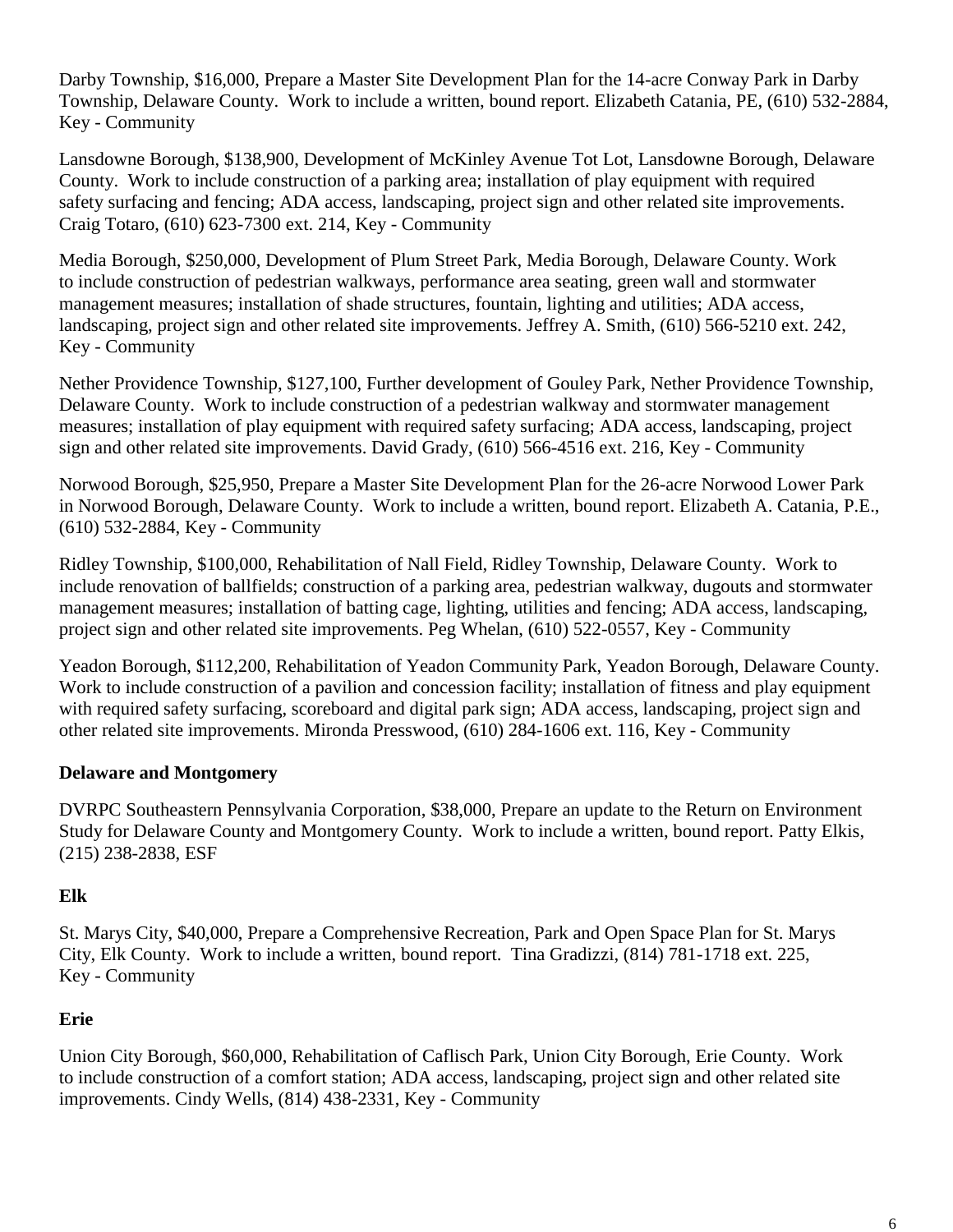Darby Township, $16,000, Prepare a Master Site Development Plan for the 14-acre Conway Park in Darby Township, Delaware County. Work to include a written, bound report. Elizabeth Catania, PE, (610) 532-2884, Key - Community

Lansdowne Borough, $138,900, Development of McKinley Avenue Tot Lot, Lansdowne Borough, Delaware County. Work to include construction of a parking area; installation of play equipment with required safety surfacing and fencing; ADA access, landscaping, project sign and other related site improvements. Craig Totaro, (610) 623-7300 ext. 214, Key - Community

Media Borough, $250,000, Development of Plum Street Park, Media Borough, Delaware County. Work to include construction of pedestrian walkways, performance area seating, green wall and stormwater management measures; installation of shade structures, fountain, lighting and utilities; ADA access, landscaping, project sign and other related site improvements. Jeffrey A. Smith, (610) 566-5210 ext. 242, Key - Community

Nether Providence Township, $127,100, Further development of Gouley Park, Nether Providence Township, Delaware County. Work to include construction of a pedestrian walkway and stormwater management measures; installation of play equipment with required safety surfacing; ADA access, landscaping, project sign and other related site improvements. David Grady, (610) 566-4516 ext. 216, Key - Community

Norwood Borough, $25,950, Prepare a Master Site Development Plan for the 26-acre Norwood Lower Park in Norwood Borough, Delaware County. Work to include a written, bound report. Elizabeth A. Catania, P.E., (610) 532-2884, Key - Community

Ridley Township, $100,000, Rehabilitation of Nall Field, Ridley Township, Delaware County. Work to include renovation of ballfields; construction of a parking area, pedestrian walkway, dugouts and stormwater management measures; installation of batting cage, lighting, utilities and fencing; ADA access, landscaping, project sign and other related site improvements. Peg Whelan, (610) 522-0557, Key - Community

Yeadon Borough, $112,200, Rehabilitation of Yeadon Community Park, Yeadon Borough, Delaware County. Work to include construction of a pavilion and concession facility; installation of fitness and play equipment with required safety surfacing, scoreboard and digital park sign; ADA access, landscaping, project sign and other related site improvements. Mironda Presswood, (610) 284-1606 ext. 116, Key - Community

**Delaware and Montgomery**

DVRPC Southeastern Pennsylvania Corporation, $38,000, Prepare an update to the Return on Environment Study for Delaware County and Montgomery County. Work to include a written, bound report. Patty Elkis, (215) 238-2838, ESF

**Elk**

St. Marys City, $40,000, Prepare a Comprehensive Recreation, Park and Open Space Plan for St. Marys City, Elk County. Work to include a written, bound report. Tina Gradizzi, (814) 781-1718 ext. 225, Key - Community

**Erie**

Union City Borough, $60,000, Rehabilitation of Caflisch Park, Union City Borough, Erie County. Work to include construction of a comfort station; ADA access, landscaping, project sign and other related site improvements. Cindy Wells, (814) 438-2331, Key - Community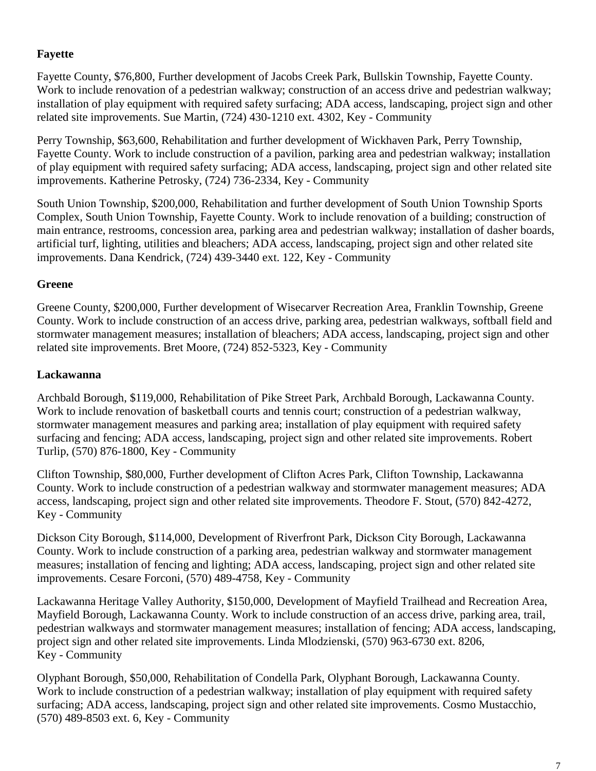**Fayette**

Fayette County, $76,800, Further development of Jacobs Creek Park, Bullskin Township, Fayette County. Work to include renovation of a pedestrian walkway; construction of an access drive and pedestrian walkway; installation of play equipment with required safety surfacing; ADA access, landscaping, project sign and other related site improvements. Sue Martin, (724) 430-1210 ext. 4302, Key - Community

Perry Township, $63,600, Rehabilitation and further development of Wickhaven Park, Perry Township, Fayette County. Work to include construction of a pavilion, parking area and pedestrian walkway; installation of play equipment with required safety surfacing; ADA access, landscaping, project sign and other related site improvements. Katherine Petrosky, (724) 736-2334, Key - Community

South Union Township, $200,000, Rehabilitation and further development of South Union Township Sports Complex, South Union Township, Fayette County. Work to include renovation of a building; construction of main entrance, restrooms, concession area, parking area and pedestrian walkway; installation of dasher boards, artificial turf, lighting, utilities and bleachers; ADA access, landscaping, project sign and other related site improvements. Dana Kendrick, (724) 439-3440 ext. 122, Key - Community

**Greene**

Greene County, $200,000, Further development of Wisecarver Recreation Area, Franklin Township, Greene County. Work to include construction of an access drive, parking area, pedestrian walkways, softball field and stormwater management measures; installation of bleachers; ADA access, landscaping, project sign and other related site improvements. Bret Moore, (724) 852-5323, Key - Community

**Lackawanna**

Archbald Borough, $119,000, Rehabilitation of Pike Street Park, Archbald Borough, Lackawanna County. Work to include renovation of basketball courts and tennis court; construction of a pedestrian walkway, stormwater management measures and parking area; installation of play equipment with required safety surfacing and fencing; ADA access, landscaping, project sign and other related site improvements. Robert Turlip, (570) 876-1800, Key - Community

Clifton Township, $80,000, Further development of Clifton Acres Park, Clifton Township, Lackawanna County. Work to include construction of a pedestrian walkway and stormwater management measures; ADA access, landscaping, project sign and other related site improvements. Theodore F. Stout, (570) 842-4272, Key - Community

Dickson City Borough, $114,000, Development of Riverfront Park, Dickson City Borough, Lackawanna County. Work to include construction of a parking area, pedestrian walkway and stormwater management measures; installation of fencing and lighting; ADA access, landscaping, project sign and other related site improvements. Cesare Forconi, (570) 489-4758, Key - Community

Lackawanna Heritage Valley Authority, $150,000, Development of Mayfield Trailhead and Recreation Area, Mayfield Borough, Lackawanna County. Work to include construction of an access drive, parking area, trail, pedestrian walkways and stormwater management measures; installation of fencing; ADA access, landscaping, project sign and other related site improvements. Linda Mlodzienski, (570) 963-6730 ext. 8206, Key - Community

Olyphant Borough, $50,000, Rehabilitation of Condella Park, Olyphant Borough, Lackawanna County. Work to include construction of a pedestrian walkway; installation of play equipment with required safety surfacing; ADA access, landscaping, project sign and other related site improvements. Cosmo Mustacchio, (570) 489-8503 ext. 6, Key - Community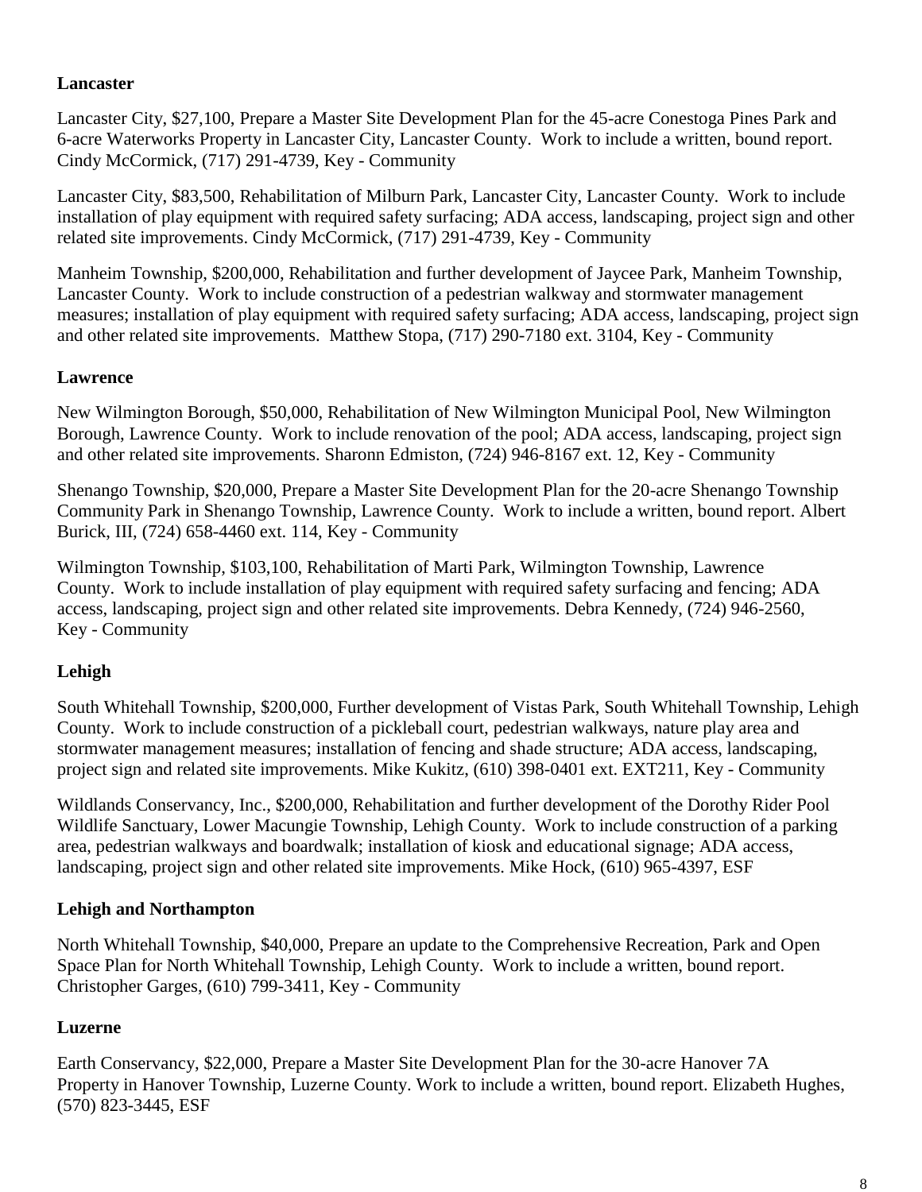**Lancaster**

Lancaster City, $27,100, Prepare a Master Site Development Plan for the 45-acre Conestoga Pines Park and 6-acre Waterworks Property in Lancaster City, Lancaster County. Work to include a written, bound report. Cindy McCormick, (717) 291-4739, Key - Community

Lancaster City, $83,500, Rehabilitation of Milburn Park, Lancaster City, Lancaster County. Work to include installation of play equipment with required safety surfacing; ADA access, landscaping, project sign and other related site improvements. Cindy McCormick, (717) 291-4739, Key - Community

Manheim Township, $200,000, Rehabilitation and further development of Jaycee Park, Manheim Township, Lancaster County. Work to include construction of a pedestrian walkway and stormwater management measures; installation of play equipment with required safety surfacing; ADA access, landscaping, project sign and other related site improvements. Matthew Stopa, (717) 290-7180 ext. 3104, Key - Community

**Lawrence**

New Wilmington Borough, $50,000, Rehabilitation of New Wilmington Municipal Pool, New Wilmington Borough, Lawrence County. Work to include renovation of the pool; ADA access, landscaping, project sign and other related site improvements. Sharonn Edmiston, (724) 946-8167 ext. 12, Key - Community

Shenango Township, $20,000, Prepare a Master Site Development Plan for the 20-acre Shenango Township Community Park in Shenango Township, Lawrence County. Work to include a written, bound report. Albert Burick, III, (724) 658-4460 ext. 114, Key - Community

Wilmington Township, $103,100, Rehabilitation of Marti Park, Wilmington Township, Lawrence County. Work to include installation of play equipment with required safety surfacing and fencing; ADA access, landscaping, project sign and other related site improvements. Debra Kennedy, (724) 946-2560, Key - Community

**Lehigh**

South Whitehall Township, $200,000, Further development of Vistas Park, South Whitehall Township, Lehigh County. Work to include construction of a pickleball court, pedestrian walkways, nature play area and stormwater management measures; installation of fencing and shade structure; ADA access, landscaping, project sign and related site improvements. Mike Kukitz, (610) 398-0401 ext. EXT211, Key - Community

Wildlands Conservancy, Inc., $200,000, Rehabilitation and further development of the Dorothy Rider Pool Wildlife Sanctuary, Lower Macungie Township, Lehigh County. Work to include construction of a parking area, pedestrian walkways and boardwalk; installation of kiosk and educational signage; ADA access, landscaping, project sign and other related site improvements. Mike Hock, (610) 965-4397, ESF

**Lehigh and Northampton**

North Whitehall Township, $40,000, Prepare an update to the Comprehensive Recreation, Park and Open Space Plan for North Whitehall Township, Lehigh County. Work to include a written, bound report. Christopher Garges, (610) 799-3411, Key - Community

**Luzerne**

Earth Conservancy, $22,000, Prepare a Master Site Development Plan for the 30-acre Hanover 7A Property in Hanover Township, Luzerne County. Work to include a written, bound report. Elizabeth Hughes, (570) 823-3445, ESF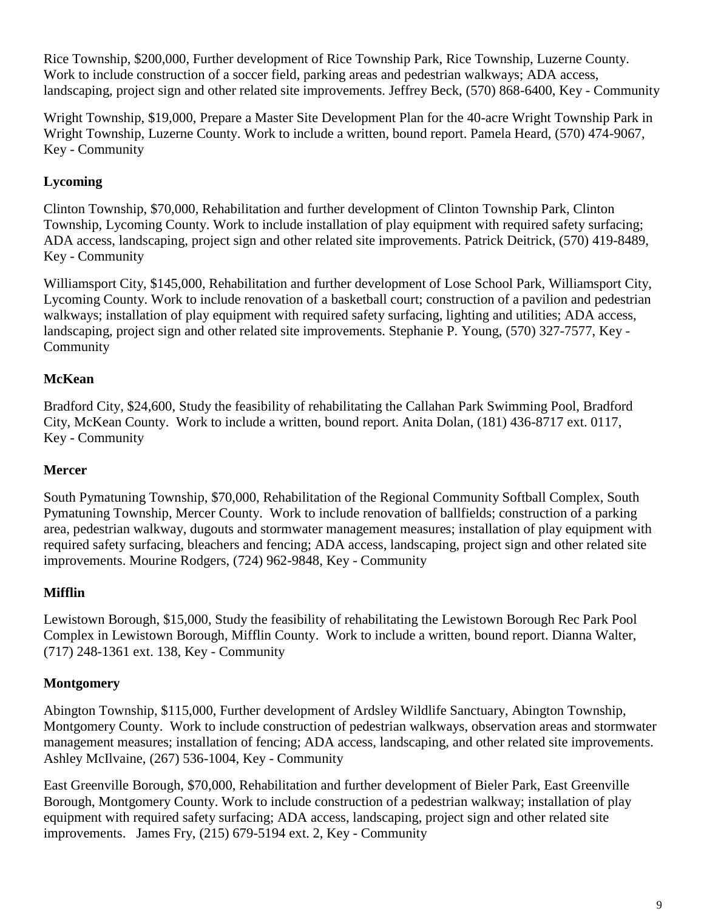Rice Township, $200,000, Further development of Rice Township Park, Rice Township, Luzerne County. Work to include construction of a soccer field, parking areas and pedestrian walkways; ADA access, landscaping, project sign and other related site improvements. Jeffrey Beck, (570) 868-6400, Key - Community

Wright Township, $19,000, Prepare a Master Site Development Plan for the 40-acre Wright Township Park in Wright Township, Luzerne County. Work to include a written, bound report. Pamela Heard, (570) 474-9067, Key - Community

**Lycoming**

Clinton Township, $70,000, Rehabilitation and further development of Clinton Township Park, Clinton Township, Lycoming County. Work to include installation of play equipment with required safety surfacing; ADA access, landscaping, project sign and other related site improvements. Patrick Deitrick, (570) 419-8489, Key - Community

Williamsport City, $145,000, Rehabilitation and further development of Lose School Park, Williamsport City, Lycoming County. Work to include renovation of a basketball court; construction of a pavilion and pedestrian walkways; installation of play equipment with required safety surfacing, lighting and utilities; ADA access, landscaping, project sign and other related site improvements. Stephanie P. Young, (570) 327-7577, Key - Community

**McKean**

Bradford City, $24,600, Study the feasibility of rehabilitating the Callahan Park Swimming Pool, Bradford City, McKean County. Work to include a written, bound report. Anita Dolan, (181) 436-8717 ext. 0117, Key - Community

**Mercer**

South Pymatuning Township, $70,000, Rehabilitation of the Regional Community Softball Complex, South Pymatuning Township, Mercer County. Work to include renovation of ballfields; construction of a parking area, pedestrian walkway, dugouts and stormwater management measures; installation of play equipment with required safety surfacing, bleachers and fencing; ADA access, landscaping, project sign and other related site improvements. Mourine Rodgers, (724) 962-9848, Key - Community

**Mifflin**

Lewistown Borough, $15,000, Study the feasibility of rehabilitating the Lewistown Borough Rec Park Pool Complex in Lewistown Borough, Mifflin County. Work to include a written, bound report. Dianna Walter, (717) 248-1361 ext. 138, Key - Community

**Montgomery**

Abington Township, $115,000, Further development of Ardsley Wildlife Sanctuary, Abington Township, Montgomery County. Work to include construction of pedestrian walkways, observation areas and stormwater management measures; installation of fencing; ADA access, landscaping, and other related site improvements. Ashley McIlvaine, (267) 536-1004, Key - Community

East Greenville Borough, $70,000, Rehabilitation and further development of Bieler Park, East Greenville Borough, Montgomery County. Work to include construction of a pedestrian walkway; installation of play equipment with required safety surfacing; ADA access, landscaping, project sign and other related site improvements. James Fry, (215) 679-5194 ext. 2, Key - Community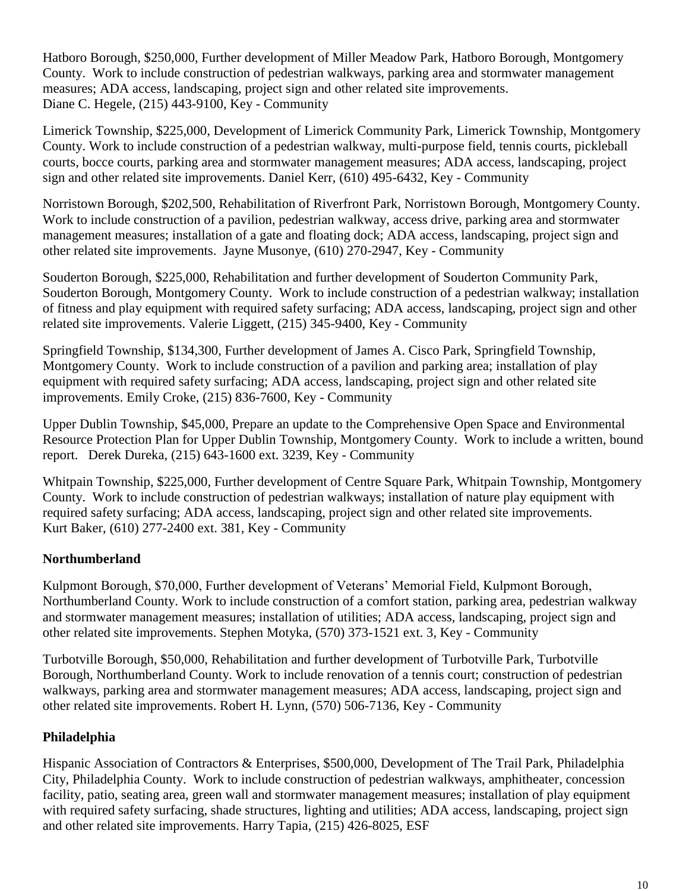Hatboro Borough, $250,000, Further development of Miller Meadow Park, Hatboro Borough, Montgomery County. Work to include construction of pedestrian walkways, parking area and stormwater management measures; ADA access, landscaping, project sign and other related site improvements.
Diane C. Hegele, (215) 443-9100, Key - Community

Limerick Township, $225,000, Development of Limerick Community Park, Limerick Township, Montgomery County. Work to include construction of a pedestrian walkway, multi-purpose field, tennis courts, pickleball courts, bocce courts, parking area and stormwater management measures; ADA access, landscaping, project sign and other related site improvements. Daniel Kerr, (610) 495-6432, Key - Community

Norristown Borough, $202,500, Rehabilitation of Riverfront Park, Norristown Borough, Montgomery County. Work to include construction of a pavilion, pedestrian walkway, access drive, parking area and stormwater management measures; installation of a gate and floating dock; ADA access, landscaping, project sign and other related site improvements. Jayne Musonye, (610) 270-2947, Key - Community

Souderton Borough, $225,000, Rehabilitation and further development of Souderton Community Park, Souderton Borough, Montgomery County. Work to include construction of a pedestrian walkway; installation of fitness and play equipment with required safety surfacing; ADA access, landscaping, project sign and other related site improvements. Valerie Liggett, (215) 345-9400, Key - Community

Springfield Township, $134,300, Further development of James A. Cisco Park, Springfield Township, Montgomery County. Work to include construction of a pavilion and parking area; installation of play equipment with required safety surfacing; ADA access, landscaping, project sign and other related site improvements. Emily Croke, (215) 836-7600, Key - Community

Upper Dublin Township, $45,000, Prepare an update to the Comprehensive Open Space and Environmental Resource Protection Plan for Upper Dublin Township, Montgomery County. Work to include a written, bound report. Derek Dureka, (215) 643-1600 ext. 3239, Key - Community

Whitpain Township, $225,000, Further development of Centre Square Park, Whitpain Township, Montgomery County. Work to include construction of pedestrian walkways; installation of nature play equipment with required safety surfacing; ADA access, landscaping, project sign and other related site improvements.
Kurt Baker, (610) 277-2400 ext. 381, Key - Community

**Northumberland**

Kulpmont Borough, $70,000, Further development of Veterans' Memorial Field, Kulpmont Borough, Northumberland County. Work to include construction of a comfort station, parking area, pedestrian walkway and stormwater management measures; installation of utilities; ADA access, landscaping, project sign and other related site improvements. Stephen Motyka, (570) 373-1521 ext. 3, Key - Community

Turbotville Borough, $50,000, Rehabilitation and further development of Turbotville Park, Turbotville Borough, Northumberland County. Work to include renovation of a tennis court; construction of pedestrian walkways, parking area and stormwater management measures; ADA access, landscaping, project sign and other related site improvements. Robert H. Lynn, (570) 506-7136, Key - Community

**Philadelphia**

Hispanic Association of Contractors & Enterprises, $500,000, Development of The Trail Park, Philadelphia City, Philadelphia County. Work to include construction of pedestrian walkways, amphitheater, concession facility, patio, seating area, green wall and stormwater management measures; installation of play equipment with required safety surfacing, shade structures, lighting and utilities; ADA access, landscaping, project sign and other related site improvements. Harry Tapia, (215) 426-8025, ESF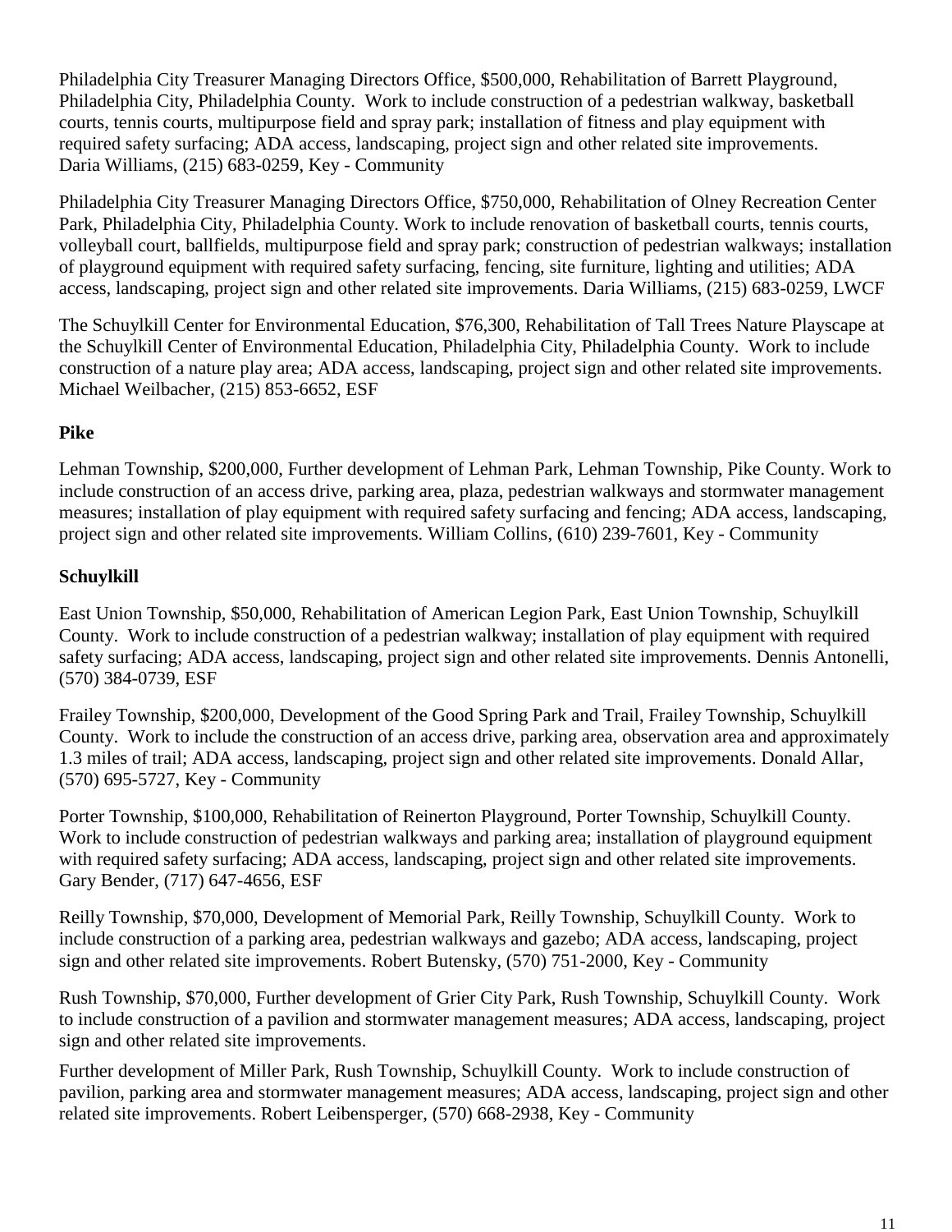Philadelphia City Treasurer Managing Directors Office, $500,000, Rehabilitation of Barrett Playground, Philadelphia City, Philadelphia County. Work to include construction of a pedestrian walkway, basketball courts, tennis courts, multipurpose field and spray park; installation of fitness and play equipment with required safety surfacing; ADA access, landscaping, project sign and other related site improvements. Daria Williams, (215) 683-0259, Key - Community

Philadelphia City Treasurer Managing Directors Office, $750,000, Rehabilitation of Olney Recreation Center Park, Philadelphia City, Philadelphia County. Work to include renovation of basketball courts, tennis courts, volleyball court, ballfields, multipurpose field and spray park; construction of pedestrian walkways; installation of playground equipment with required safety surfacing, fencing, site furniture, lighting and utilities; ADA access, landscaping, project sign and other related site improvements. Daria Williams, (215) 683-0259, LWCF

The Schuylkill Center for Environmental Education, $76,300, Rehabilitation of Tall Trees Nature Playscape at the Schuylkill Center of Environmental Education, Philadelphia City, Philadelphia County. Work to include construction of a nature play area; ADA access, landscaping, project sign and other related site improvements. Michael Weilbacher, (215) 853-6652, ESF

**Pike**

Lehman Township, $200,000, Further development of Lehman Park, Lehman Township, Pike County. Work to include construction of an access drive, parking area, plaza, pedestrian walkways and stormwater management measures; installation of play equipment with required safety surfacing and fencing; ADA access, landscaping, project sign and other related site improvements. William Collins, (610) 239-7601, Key - Community

**Schuylkill**

East Union Township, $50,000, Rehabilitation of American Legion Park, East Union Township, Schuylkill County. Work to include construction of a pedestrian walkway; installation of play equipment with required safety surfacing; ADA access, landscaping, project sign and other related site improvements. Dennis Antonelli, (570) 384-0739, ESF

Frailey Township, $200,000, Development of the Good Spring Park and Trail, Frailey Township, Schuylkill County. Work to include the construction of an access drive, parking area, observation area and approximately 1.3 miles of trail; ADA access, landscaping, project sign and other related site improvements. Donald Allar, (570) 695-5727, Key - Community

Porter Township, $100,000, Rehabilitation of Reinerton Playground, Porter Township, Schuylkill County. Work to include construction of pedestrian walkways and parking area; installation of playground equipment with required safety surfacing; ADA access, landscaping, project sign and other related site improvements. Gary Bender, (717) 647-4656, ESF

Reilly Township, $70,000, Development of Memorial Park, Reilly Township, Schuylkill County. Work to include construction of a parking area, pedestrian walkways and gazebo; ADA access, landscaping, project sign and other related site improvements. Robert Butensky, (570) 751-2000, Key - Community

Rush Township, $70,000, Further development of Grier City Park, Rush Township, Schuylkill County. Work to include construction of a pavilion and stormwater management measures; ADA access, landscaping, project sign and other related site improvements.

Further development of Miller Park, Rush Township, Schuylkill County. Work to include construction of pavilion, parking area and stormwater management measures; ADA access, landscaping, project sign and other related site improvements. Robert Leibensperger, (570) 668-2938, Key - Community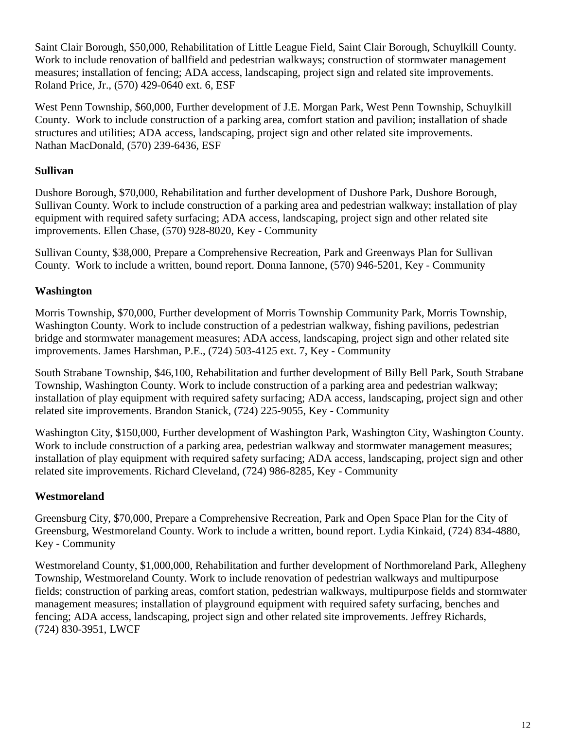Saint Clair Borough, $50,000, Rehabilitation of Little League Field, Saint Clair Borough, Schuylkill County. Work to include renovation of ballfield and pedestrian walkways; construction of stormwater management measures; installation of fencing; ADA access, landscaping, project sign and related site improvements. Roland Price, Jr., (570) 429-0640 ext. 6, ESF

West Penn Township, $60,000, Further development of J.E. Morgan Park, West Penn Township, Schuylkill County. Work to include construction of a parking area, comfort station and pavilion; installation of shade structures and utilities; ADA access, landscaping, project sign and other related site improvements. Nathan MacDonald, (570) 239-6436, ESF

**Sullivan**

Dushore Borough, $70,000, Rehabilitation and further development of Dushore Park, Dushore Borough, Sullivan County. Work to include construction of a parking area and pedestrian walkway; installation of play equipment with required safety surfacing; ADA access, landscaping, project sign and other related site improvements. Ellen Chase, (570) 928-8020, Key - Community

Sullivan County, $38,000, Prepare a Comprehensive Recreation, Park and Greenways Plan for Sullivan County. Work to include a written, bound report. Donna Iannone, (570) 946-5201, Key - Community

**Washington**

Morris Township, $70,000, Further development of Morris Township Community Park, Morris Township, Washington County. Work to include construction of a pedestrian walkway, fishing pavilions, pedestrian bridge and stormwater management measures; ADA access, landscaping, project sign and other related site improvements. James Harshman, P.E., (724) 503-4125 ext. 7, Key - Community

South Strabane Township, $46,100, Rehabilitation and further development of Billy Bell Park, South Strabane Township, Washington County. Work to include construction of a parking area and pedestrian walkway; installation of play equipment with required safety surfacing; ADA access, landscaping, project sign and other related site improvements. Brandon Stanick, (724) 225-9055, Key - Community

Washington City, $150,000, Further development of Washington Park, Washington City, Washington County. Work to include construction of a parking area, pedestrian walkway and stormwater management measures; installation of play equipment with required safety surfacing; ADA access, landscaping, project sign and other related site improvements. Richard Cleveland, (724) 986-8285, Key - Community

**Westmoreland**

Greensburg City, $70,000, Prepare a Comprehensive Recreation, Park and Open Space Plan for the City of Greensburg, Westmoreland County. Work to include a written, bound report. Lydia Kinkaid, (724) 834-4880, Key - Community

Westmoreland County, $1,000,000, Rehabilitation and further development of Northmoreland Park, Allegheny Township, Westmoreland County. Work to include renovation of pedestrian walkways and multipurpose fields; construction of parking areas, comfort station, pedestrian walkways, multipurpose fields and stormwater management measures; installation of playground equipment with required safety surfacing, benches and fencing; ADA access, landscaping, project sign and other related site improvements. Jeffrey Richards, (724) 830-3951, LWCF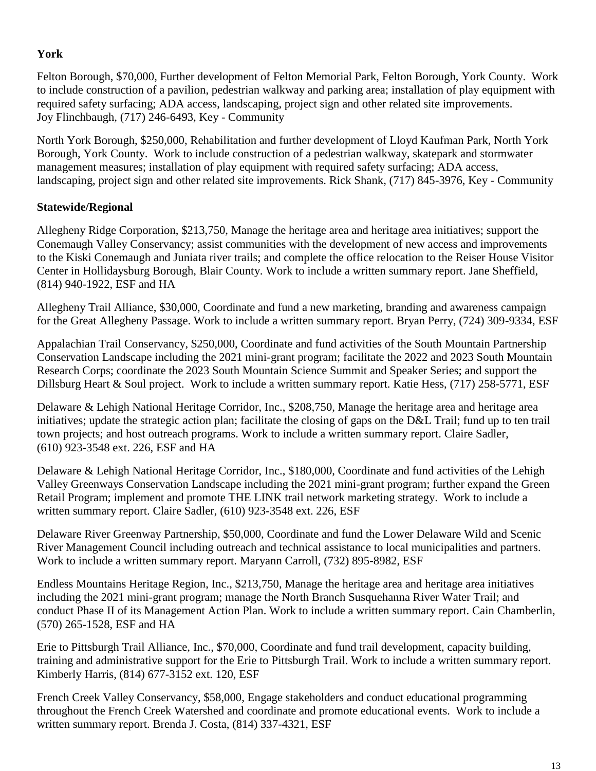**York**

Felton Borough, $70,000, Further development of Felton Memorial Park, Felton Borough, York County. Work to include construction of a pavilion, pedestrian walkway and parking area; installation of play equipment with required safety surfacing; ADA access, landscaping, project sign and other related site improvements. Joy Flinchbaugh, (717) 246-6493, Key - Community

North York Borough, $250,000, Rehabilitation and further development of Lloyd Kaufman Park, North York Borough, York County. Work to include construction of a pedestrian walkway, skatepark and stormwater management measures; installation of play equipment with required safety surfacing; ADA access, landscaping, project sign and other related site improvements. Rick Shank, (717) 845-3976, Key - Community

**Statewide/Regional**

Allegheny Ridge Corporation, $213,750, Manage the heritage area and heritage area initiatives; support the Conemaugh Valley Conservancy; assist communities with the development of new access and improvements to the Kiski Conemaugh and Juniata river trails; and complete the office relocation to the Reiser House Visitor Center in Hollidaysburg Borough, Blair County. Work to include a written summary report. Jane Sheffield, (814) 940-1922, ESF and HA

Allegheny Trail Alliance, $30,000, Coordinate and fund a new marketing, branding and awareness campaign for the Great Allegheny Passage. Work to include a written summary report. Bryan Perry, (724) 309-9334, ESF

Appalachian Trail Conservancy, $250,000, Coordinate and fund activities of the South Mountain Partnership Conservation Landscape including the 2021 mini-grant program; facilitate the 2022 and 2023 South Mountain Research Corps; coordinate the 2023 South Mountain Science Summit and Speaker Series; and support the Dillsburg Heart & Soul project. Work to include a written summary report. Katie Hess, (717) 258-5771, ESF

Delaware & Lehigh National Heritage Corridor, Inc., $208,750, Manage the heritage area and heritage area initiatives; update the strategic action plan; facilitate the closing of gaps on the D&L Trail; fund up to ten trail town projects; and host outreach programs. Work to include a written summary report. Claire Sadler, (610) 923-3548 ext. 226, ESF and HA

Delaware & Lehigh National Heritage Corridor, Inc., $180,000, Coordinate and fund activities of the Lehigh Valley Greenways Conservation Landscape including the 2021 mini-grant program; further expand the Green Retail Program; implement and promote THE LINK trail network marketing strategy. Work to include a written summary report. Claire Sadler, (610) 923-3548 ext. 226, ESF

Delaware River Greenway Partnership, $50,000, Coordinate and fund the Lower Delaware Wild and Scenic River Management Council including outreach and technical assistance to local municipalities and partners. Work to include a written summary report. Maryann Carroll, (732) 895-8982, ESF

Endless Mountains Heritage Region, Inc., $213,750, Manage the heritage area and heritage area initiatives including the 2021 mini-grant program; manage the North Branch Susquehanna River Water Trail; and conduct Phase II of its Management Action Plan. Work to include a written summary report. Cain Chamberlin, (570) 265-1528, ESF and HA

Erie to Pittsburgh Trail Alliance, Inc., $70,000, Coordinate and fund trail development, capacity building, training and administrative support for the Erie to Pittsburgh Trail. Work to include a written summary report. Kimberly Harris, (814) 677-3152 ext. 120, ESF

French Creek Valley Conservancy, $58,000, Engage stakeholders and conduct educational programming throughout the French Creek Watershed and coordinate and promote educational events. Work to include a written summary report. Brenda J. Costa, (814) 337-4321, ESF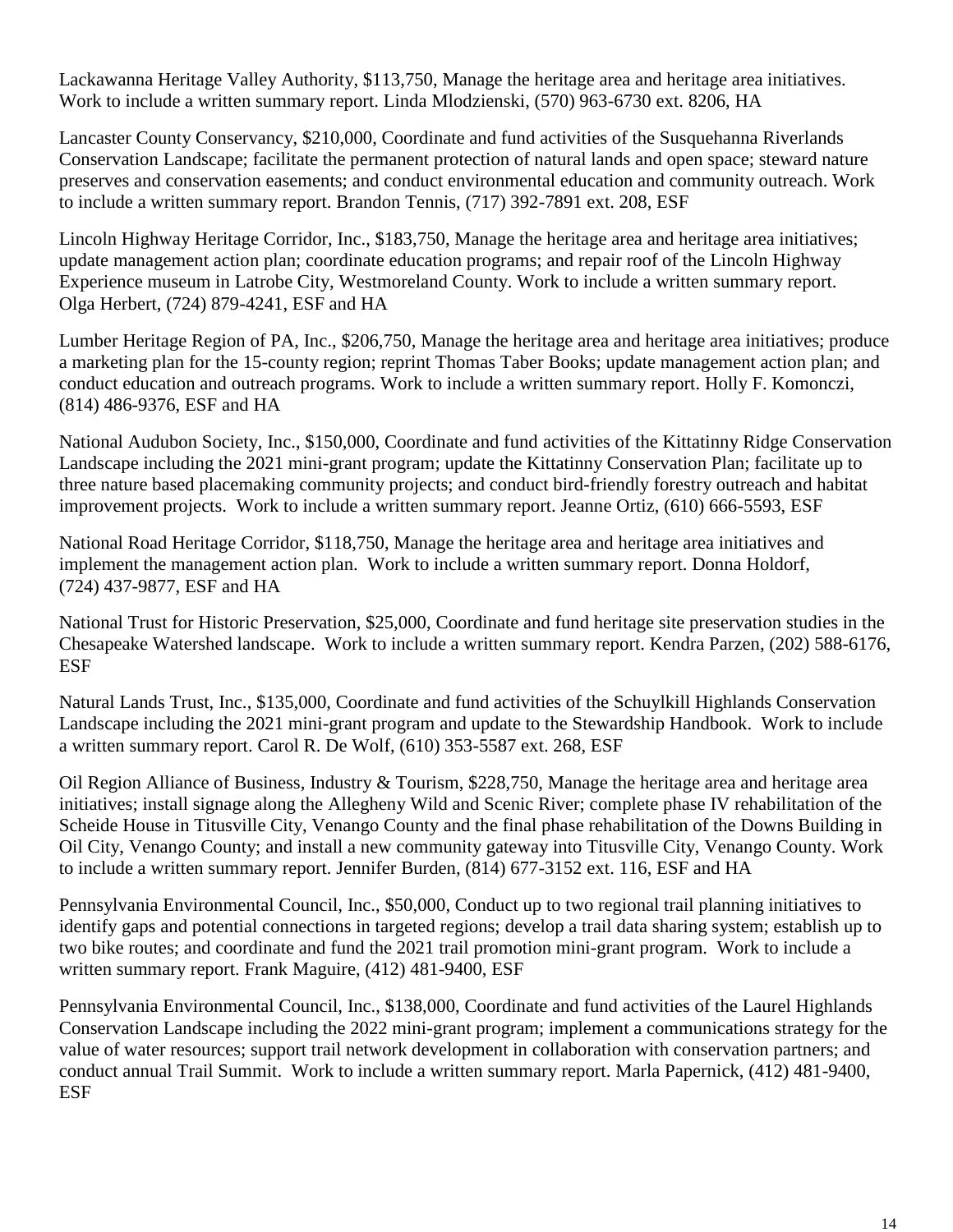Lackawanna Heritage Valley Authority, $113,750, Manage the heritage area and heritage area initiatives. Work to include a written summary report. Linda Mlodzienski, (570) 963-6730 ext. 8206, HA

Lancaster County Conservancy, $210,000, Coordinate and fund activities of the Susquehanna Riverlands Conservation Landscape; facilitate the permanent protection of natural lands and open space; steward nature preserves and conservation easements; and conduct environmental education and community outreach. Work to include a written summary report. Brandon Tennis, (717) 392-7891 ext. 208, ESF

Lincoln Highway Heritage Corridor, Inc., $183,750, Manage the heritage area and heritage area initiatives; update management action plan; coordinate education programs; and repair roof of the Lincoln Highway Experience museum in Latrobe City, Westmoreland County. Work to include a written summary report. Olga Herbert, (724) 879-4241, ESF and HA

Lumber Heritage Region of PA, Inc., $206,750, Manage the heritage area and heritage area initiatives; produce a marketing plan for the 15-county region; reprint Thomas Taber Books; update management action plan; and conduct education and outreach programs. Work to include a written summary report. Holly F. Komonczi, (814) 486-9376, ESF and HA

National Audubon Society, Inc., $150,000, Coordinate and fund activities of the Kittatinny Ridge Conservation Landscape including the 2021 mini-grant program; update the Kittatinny Conservation Plan; facilitate up to three nature based placemaking community projects; and conduct bird-friendly forestry outreach and habitat improvement projects. Work to include a written summary report. Jeanne Ortiz, (610) 666-5593, ESF

National Road Heritage Corridor, $118,750, Manage the heritage area and heritage area initiatives and implement the management action plan. Work to include a written summary report. Donna Holdorf, (724) 437-9877, ESF and HA

National Trust for Historic Preservation, $25,000, Coordinate and fund heritage site preservation studies in the Chesapeake Watershed landscape. Work to include a written summary report. Kendra Parzen, (202) 588-6176, ESF

Natural Lands Trust, Inc., $135,000, Coordinate and fund activities of the Schuylkill Highlands Conservation Landscape including the 2021 mini-grant program and update to the Stewardship Handbook. Work to include a written summary report. Carol R. De Wolf, (610) 353-5587 ext. 268, ESF

Oil Region Alliance of Business, Industry & Tourism, $228,750, Manage the heritage area and heritage area initiatives; install signage along the Allegheny Wild and Scenic River; complete phase IV rehabilitation of the Scheide House in Titusville City, Venango County and the final phase rehabilitation of the Downs Building in Oil City, Venango County; and install a new community gateway into Titusville City, Venango County. Work to include a written summary report. Jennifer Burden, (814) 677-3152 ext. 116, ESF and HA

Pennsylvania Environmental Council, Inc., $50,000, Conduct up to two regional trail planning initiatives to identify gaps and potential connections in targeted regions; develop a trail data sharing system; establish up to two bike routes; and coordinate and fund the 2021 trail promotion mini-grant program. Work to include a written summary report. Frank Maguire, (412) 481-9400, ESF

Pennsylvania Environmental Council, Inc., $138,000, Coordinate and fund activities of the Laurel Highlands Conservation Landscape including the 2022 mini-grant program; implement a communications strategy for the value of water resources; support trail network development in collaboration with conservation partners; and conduct annual Trail Summit. Work to include a written summary report. Marla Papernick, (412) 481-9400, ESF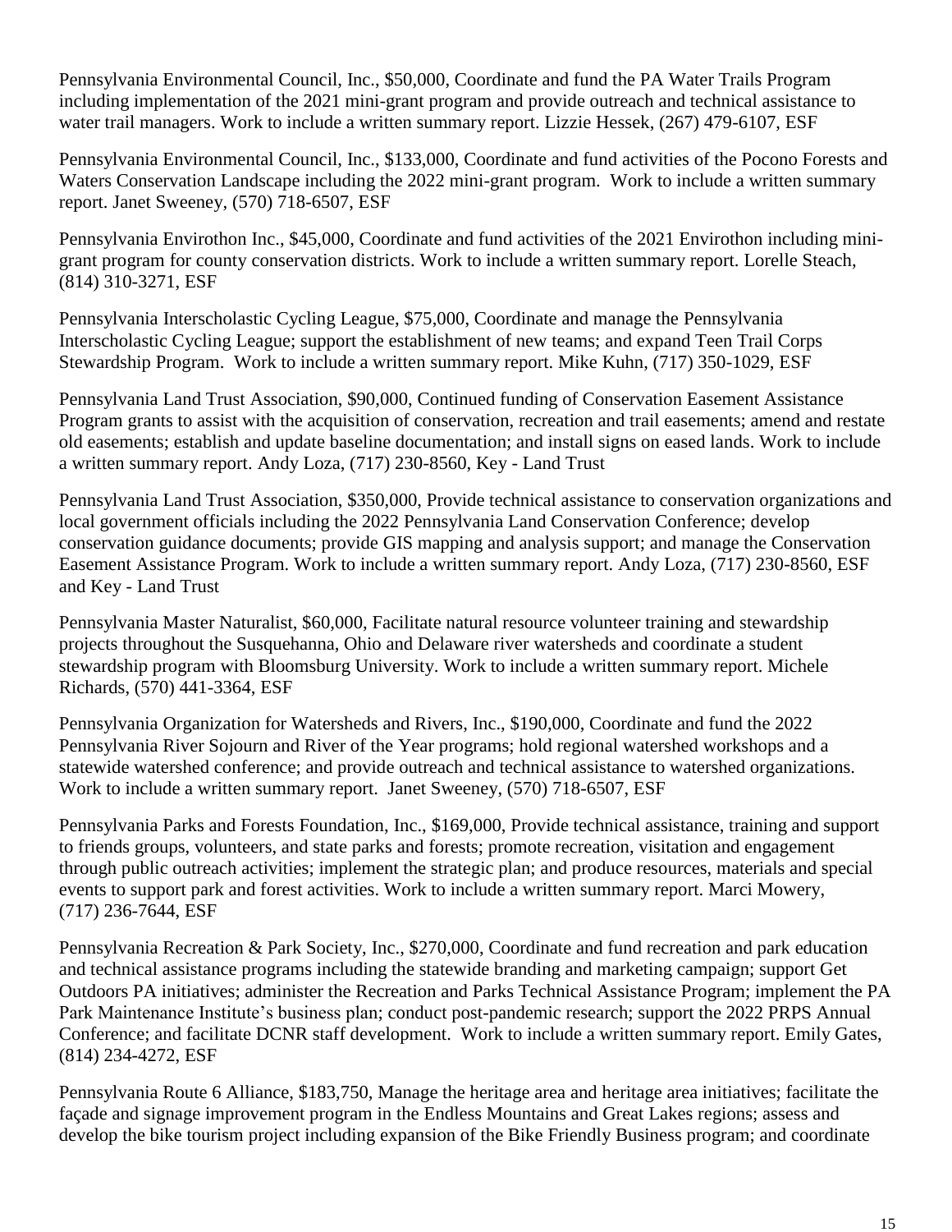Pennsylvania Environmental Council, Inc., $50,000, Coordinate and fund the PA Water Trails Program including implementation of the 2021 mini-grant program and provide outreach and technical assistance to water trail managers. Work to include a written summary report. Lizzie Hessek, (267) 479-6107, ESF

Pennsylvania Environmental Council, Inc., $133,000, Coordinate and fund activities of the Pocono Forests and Waters Conservation Landscape including the 2022 mini-grant program. Work to include a written summary report. Janet Sweeney, (570) 718-6507, ESF

Pennsylvania Envirothon Inc., $45,000, Coordinate and fund activities of the 2021 Envirothon including mini-grant program for county conservation districts. Work to include a written summary report. Lorelle Steach, (814) 310-3271, ESF

Pennsylvania Interscholastic Cycling League, $75,000, Coordinate and manage the Pennsylvania Interscholastic Cycling League; support the establishment of new teams; and expand Teen Trail Corps Stewardship Program. Work to include a written summary report. Mike Kuhn, (717) 350-1029, ESF

Pennsylvania Land Trust Association, $90,000, Continued funding of Conservation Easement Assistance Program grants to assist with the acquisition of conservation, recreation and trail easements; amend and restate old easements; establish and update baseline documentation; and install signs on eased lands. Work to include a written summary report. Andy Loza, (717) 230-8560, Key - Land Trust

Pennsylvania Land Trust Association, $350,000, Provide technical assistance to conservation organizations and local government officials including the 2022 Pennsylvania Land Conservation Conference; develop conservation guidance documents; provide GIS mapping and analysis support; and manage the Conservation Easement Assistance Program. Work to include a written summary report. Andy Loza, (717) 230-8560, ESF and Key - Land Trust

Pennsylvania Master Naturalist, $60,000, Facilitate natural resource volunteer training and stewardship projects throughout the Susquehanna, Ohio and Delaware river watersheds and coordinate a student stewardship program with Bloomsburg University. Work to include a written summary report. Michele Richards, (570) 441-3364, ESF

Pennsylvania Organization for Watersheds and Rivers, Inc., $190,000, Coordinate and fund the 2022 Pennsylvania River Sojourn and River of the Year programs; hold regional watershed workshops and a statewide watershed conference; and provide outreach and technical assistance to watershed organizations. Work to include a written summary report. Janet Sweeney, (570) 718-6507, ESF

Pennsylvania Parks and Forests Foundation, Inc., $169,000, Provide technical assistance, training and support to friends groups, volunteers, and state parks and forests; promote recreation, visitation and engagement through public outreach activities; implement the strategic plan; and produce resources, materials and special events to support park and forest activities. Work to include a written summary report. Marci Mowery, (717) 236-7644, ESF

Pennsylvania Recreation & Park Society, Inc., $270,000, Coordinate and fund recreation and park education and technical assistance programs including the statewide branding and marketing campaign; support Get Outdoors PA initiatives; administer the Recreation and Parks Technical Assistance Program; implement the PA Park Maintenance Institute's business plan; conduct post-pandemic research; support the 2022 PRPS Annual Conference; and facilitate DCNR staff development. Work to include a written summary report. Emily Gates, (814) 234-4272, ESF

Pennsylvania Route 6 Alliance, $183,750, Manage the heritage area and heritage area initiatives; facilitate the façade and signage improvement program in the Endless Mountains and Great Lakes regions; assess and develop the bike tourism project including expansion of the Bike Friendly Business program; and coordinate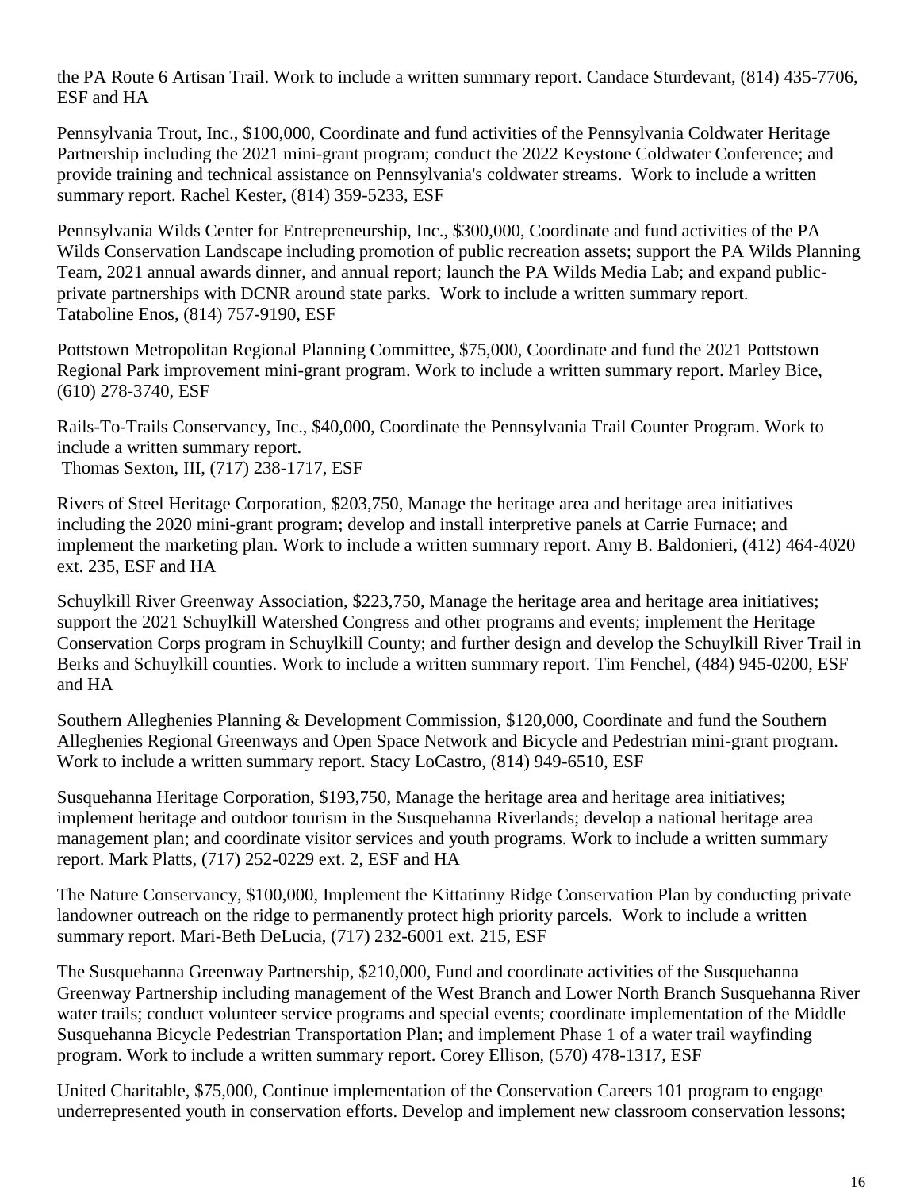the PA Route 6 Artisan Trail. Work to include a written summary report. Candace Sturdevant, (814) 435-7706, ESF and HA

Pennsylvania Trout, Inc., $100,000, Coordinate and fund activities of the Pennsylvania Coldwater Heritage Partnership including the 2021 mini-grant program; conduct the 2022 Keystone Coldwater Conference; and provide training and technical assistance on Pennsylvania's coldwater streams. Work to include a written summary report. Rachel Kester, (814) 359-5233, ESF

Pennsylvania Wilds Center for Entrepreneurship, Inc., $300,000, Coordinate and fund activities of the PA Wilds Conservation Landscape including promotion of public recreation assets; support the PA Wilds Planning Team, 2021 annual awards dinner, and annual report; launch the PA Wilds Media Lab; and expand public-private partnerships with DCNR around state parks. Work to include a written summary report. Tataboline Enos, (814) 757-9190, ESF

Pottstown Metropolitan Regional Planning Committee, $75,000, Coordinate and fund the 2021 Pottstown Regional Park improvement mini-grant program. Work to include a written summary report. Marley Bice, (610) 278-3740, ESF

Rails-To-Trails Conservancy, Inc., $40,000, Coordinate the Pennsylvania Trail Counter Program. Work to include a written summary report. Thomas Sexton, III, (717) 238-1717, ESF

Rivers of Steel Heritage Corporation, $203,750, Manage the heritage area and heritage area initiatives including the 2020 mini-grant program; develop and install interpretive panels at Carrie Furnace; and implement the marketing plan. Work to include a written summary report. Amy B. Baldonieri, (412) 464-4020 ext. 235, ESF and HA

Schuylkill River Greenway Association, $223,750, Manage the heritage area and heritage area initiatives; support the 2021 Schuylkill Watershed Congress and other programs and events; implement the Heritage Conservation Corps program in Schuylkill County; and further design and develop the Schuylkill River Trail in Berks and Schuylkill counties. Work to include a written summary report. Tim Fenchel, (484) 945-0200, ESF and HA

Southern Alleghenies Planning & Development Commission, $120,000, Coordinate and fund the Southern Alleghenies Regional Greenways and Open Space Network and Bicycle and Pedestrian mini-grant program. Work to include a written summary report. Stacy LoCastro, (814) 949-6510, ESF

Susquehanna Heritage Corporation, $193,750, Manage the heritage area and heritage area initiatives; implement heritage and outdoor tourism in the Susquehanna Riverlands; develop a national heritage area management plan; and coordinate visitor services and youth programs. Work to include a written summary report. Mark Platts, (717) 252-0229 ext. 2, ESF and HA

The Nature Conservancy, $100,000, Implement the Kittatinny Ridge Conservation Plan by conducting private landowner outreach on the ridge to permanently protect high priority parcels. Work to include a written summary report. Mari-Beth DeLucia, (717) 232-6001 ext. 215, ESF

The Susquehanna Greenway Partnership, $210,000, Fund and coordinate activities of the Susquehanna Greenway Partnership including management of the West Branch and Lower North Branch Susquehanna River water trails; conduct volunteer service programs and special events; coordinate implementation of the Middle Susquehanna Bicycle Pedestrian Transportation Plan; and implement Phase 1 of a water trail wayfinding program. Work to include a written summary report. Corey Ellison, (570) 478-1317, ESF

United Charitable, $75,000, Continue implementation of the Conservation Careers 101 program to engage underrepresented youth in conservation efforts. Develop and implement new classroom conservation lessons;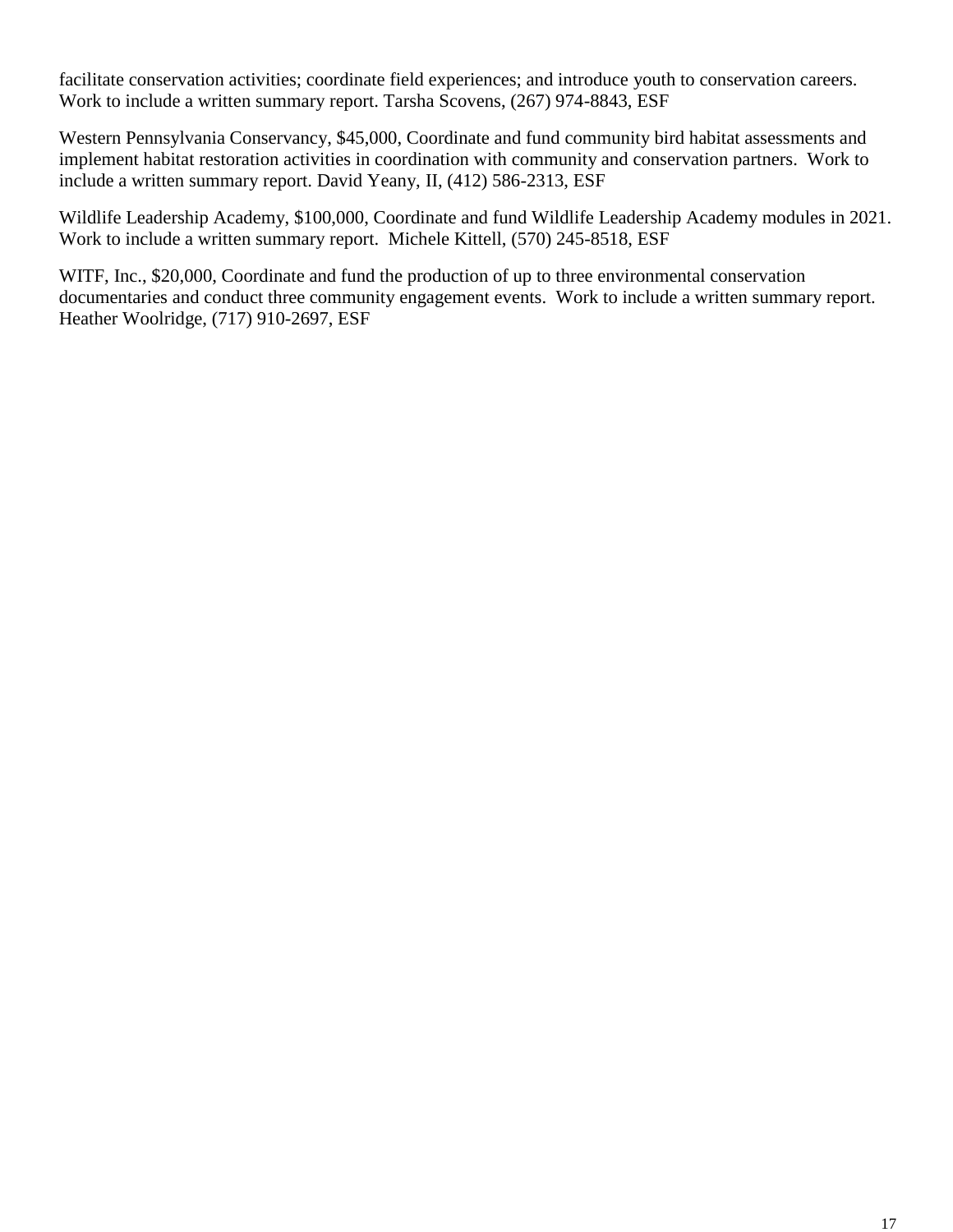facilitate conservation activities; coordinate field experiences; and introduce youth to conservation careers. Work to include a written summary report. Tarsha Scovens, (267) 974-8843, ESF

Western Pennsylvania Conservancy, $45,000, Coordinate and fund community bird habitat assessments and implement habitat restoration activities in coordination with community and conservation partners. Work to include a written summary report. David Yeany, II, (412) 586-2313, ESF

Wildlife Leadership Academy, $100,000, Coordinate and fund Wildlife Leadership Academy modules in 2021. Work to include a written summary report. Michele Kittell, (570) 245-8518, ESF

WITF, Inc., $20,000, Coordinate and fund the production of up to three environmental conservation documentaries and conduct three community engagement events. Work to include a written summary report. Heather Woolridge, (717) 910-2697, ESF